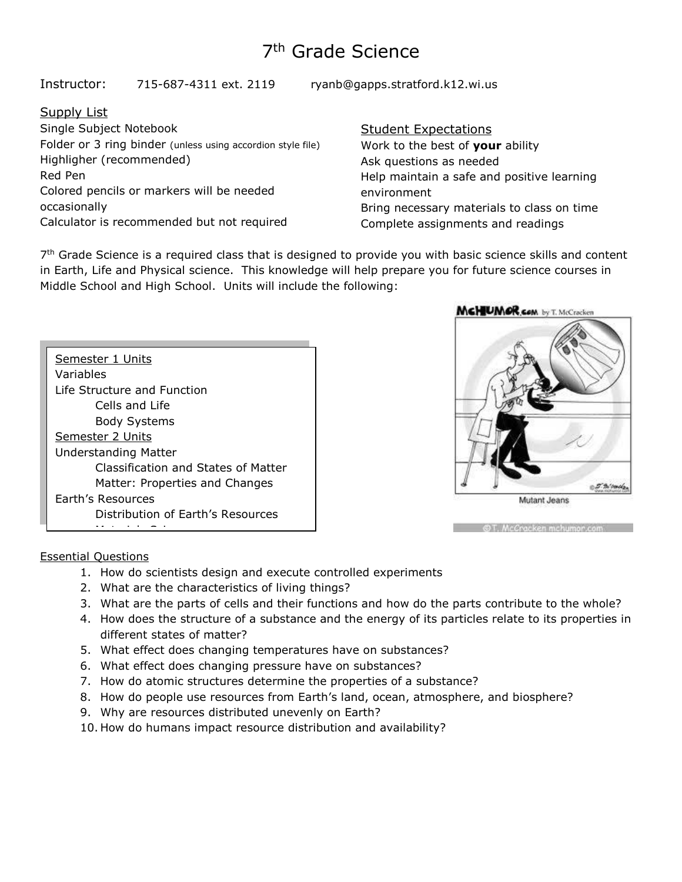# 7th Grade Science

Instructor: 715-687-4311 ext. 2119 ryanb@gapps.stratford.k12.wi.us

## Supply List

Single Subject Notebook
Folder or 3 ring binder (unless using accordion style file)
Highligher (recommended)
Red Pen
Colored pencils or markers will be needed occasionally
Calculator is recommended but not required

## Student Expectations

Work to the best of **your** ability
Ask questions as needed
Help maintain a safe and positive learning environment
Bring necessary materials to class on time
Complete assignments and readings

7th Grade Science is a required class that is designed to provide you with basic science skills and content in Earth, Life and Physical science. This knowledge will help prepare you for future science courses in Middle School and High School. Units will include the following:

Semester 1 Units
- Variables
- Life Structure and Function
  - Cells and Life
  - Body Systems

Semester 2 Units
- Understanding Matter
  - Classification and States of Matter
  - Matter: Properties and Changes
- Earth's Resources
  - Distribution of Earth's Resources

Mutant Jeans

Essential Questions

1. How do scientists design and execute controlled experiments
2. What are the characteristics of living things?
3. What are the parts of cells and their functions and how do the parts contribute to the whole?
4. How does the structure of a substance and the energy of its particles relate to its properties in different states of matter?
5. What effect does changing temperatures have on substances?
6. What effect does changing pressure have on substances?
7. How do atomic structures determine the properties of a substance?
8. How do people use resources from Earth's land, ocean, atmosphere, and biosphere?
9. Why are resources distributed unevenly on Earth?
10. How do humans impact resource distribution and availability?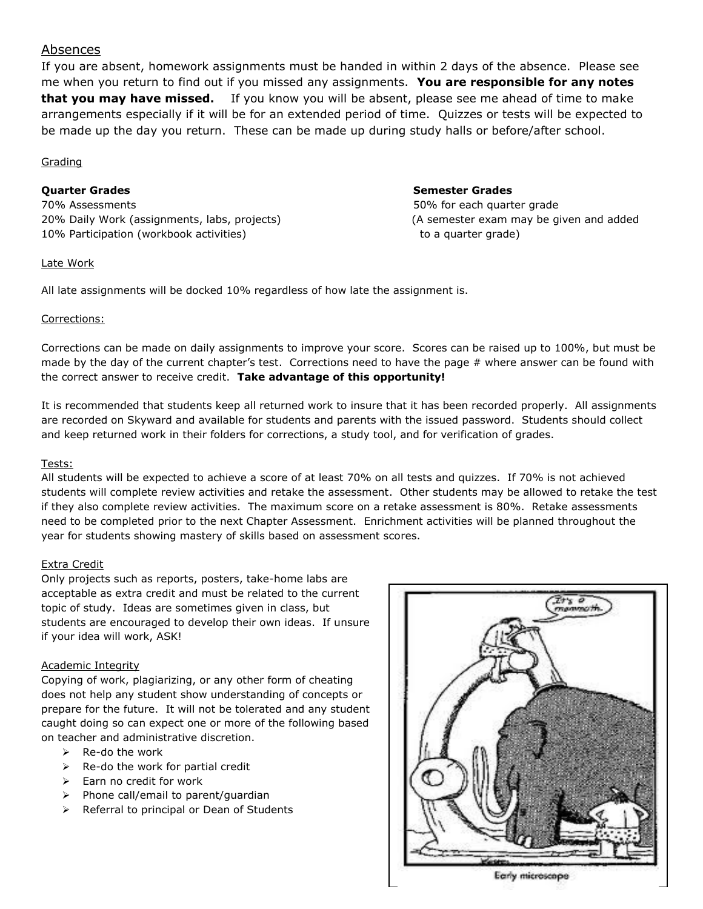## Absences

If you are absent, homework assignments must be handed in within 2 days of the absence. Please see me when you return to find out if you missed any assignments. **You are responsible for any notes that you may have missed.** If you know you will be absent, please see me ahead of time to make arrangements especially if it will be for an extended period of time. Quizzes or tests will be expected to be made up the day you return. These can be made up during study halls or before/after school.

### Grading

**Quarter Grades**

70% Assessments
20% Daily Work (assignments, labs, projects)
10% Participation (workbook activities)

**Semester Grades**

50% for each quarter grade
(A semester exam may be given and added to a quarter grade)

### Late Work

All late assignments will be docked 10% regardless of how late the assignment is.

### Corrections:

Corrections can be made on daily assignments to improve your score. Scores can be raised up to 100%, but must be made by the day of the current chapter's test. Corrections need to have the page # where answer can be found with the correct answer to receive credit. **Take advantage of this opportunity!**

It is recommended that students keep all returned work to insure that it has been recorded properly. All assignments are recorded on Skyward and available for students and parents with the issued password. Students should collect and keep returned work in their folders for corrections, a study tool, and for verification of grades.

### Tests:

All students will be expected to achieve a score of at least 70% on all tests and quizzes. If 70% is not achieved students will complete review activities and retake the assessment. Other students may be allowed to retake the test if they also complete review activities. The maximum score on a retake assessment is 80%. Retake assessments need to be completed prior to the next Chapter Assessment. Enrichment activities will be planned throughout the year for students showing mastery of skills based on assessment scores.

### Extra Credit

Only projects such as reports, posters, take-home labs are acceptable as extra credit and must be related to the current topic of study. Ideas are sometimes given in class, but students are encouraged to develop their own ideas. If unsure if your idea will work, ASK!

### Academic Integrity

Copying of work, plagiarizing, or any other form of cheating does not help any student show understanding of concepts or prepare for the future. It will not be tolerated and any student caught doing so can expect one or more of the following based on teacher and administrative discretion.

- Re-do the work
- Re-do the work for partial credit
- Earn no credit for work
- Phone call/email to parent/guardian
- Referral to principal or Dean of Students

Early microscope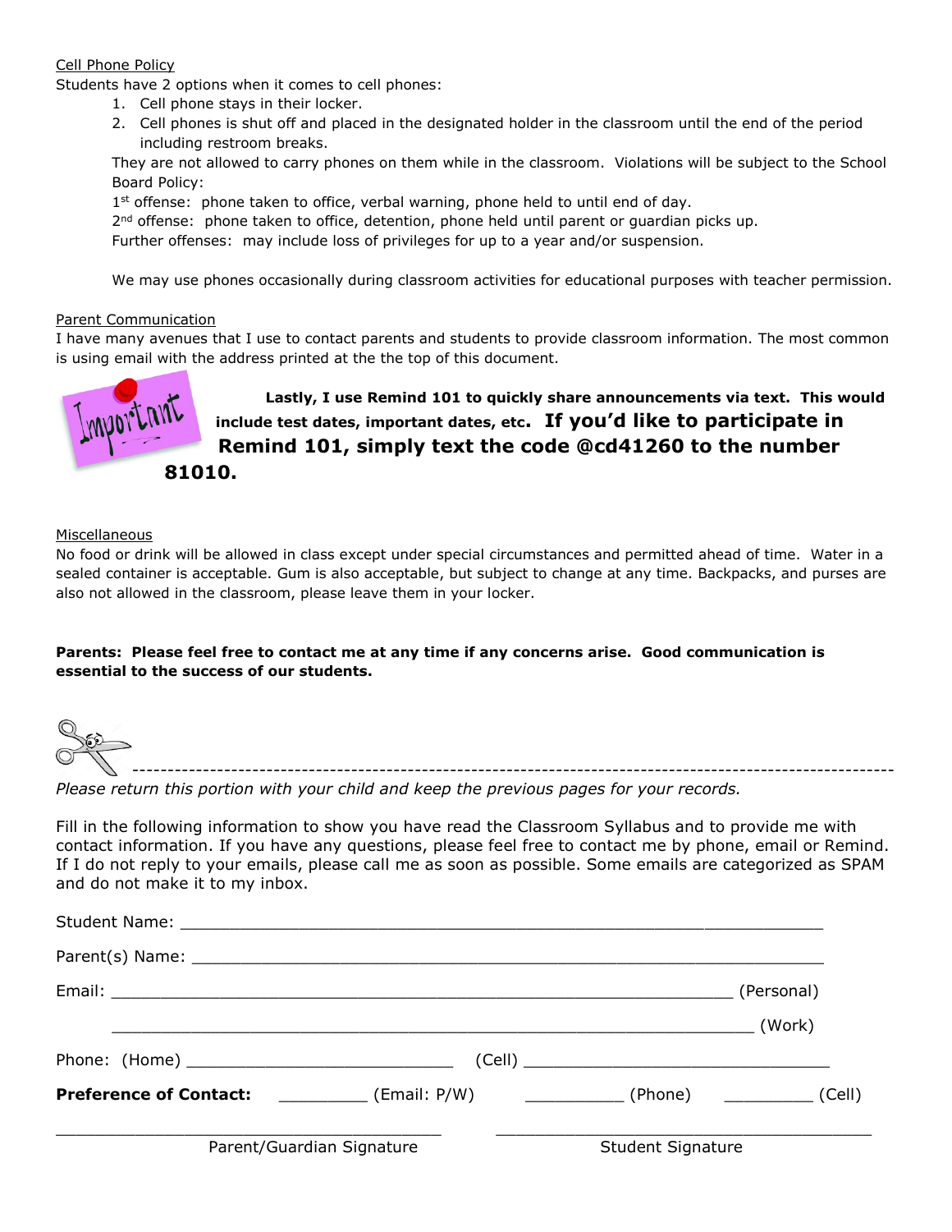Cell Phone Policy

Students have 2 options when it comes to cell phones:

1. Cell phone stays in their locker.
2. Cell phones is shut off and placed in the designated holder in the classroom until the end of the period including restroom breaks.

They are not allowed to carry phones on them while in the classroom. Violations will be subject to the School Board Policy:

1st offense: phone taken to office, verbal warning, phone held to until end of day.
2nd offense: phone taken to office, detention, phone held until parent or guardian picks up.
Further offenses: may include loss of privileges for up to a year and/or suspension.

We may use phones occasionally during classroom activities for educational purposes with teacher permission.

Parent Communication

I have many avenues that I use to contact parents and students to provide classroom information. The most common is using email with the address printed at the the top of this document.

Important

**Lastly, I use Remind 101 to quickly share announcements via text. This would include test dates, important dates, etc. If you'd like to participate in Remind 101, simply text the code @cd41260 to the number 81010.**

Miscellaneous

No food or drink will be allowed in class except under special circumstances and permitted ahead of time. Water in a sealed container is acceptable. Gum is also acceptable, but subject to change at any time. Backpacks, and purses are also not allowed in the classroom, please leave them in your locker.

**Parents: Please feel free to contact me at any time if any concerns arise. Good communication is essential to the success of our students.**

---

*Please return this portion with your child and keep the previous pages for your records.*

Fill in the following information to show you have read the Classroom Syllabus and to provide me with contact information. If you have any questions, please feel free to contact me by phone, email or Remind. If I do not reply to your emails, please call me as soon as possible. Some emails are categorized as SPAM and do not make it to my inbox.

Student Name: ____________________________________________________________

Parent(s) Name: ___________________________________________________________

Email: ____________________________________________________________ (Personal)

____________________________________________________________ (Work)

Phone: (Home) ___________________________ (Cell) ______________________________

**Preference of Contact:** _________ (Email: P/W) __________ (Phone) _________ (Cell)

_____________________________________ _____________________________________

Parent/Guardian Signature Student Signature